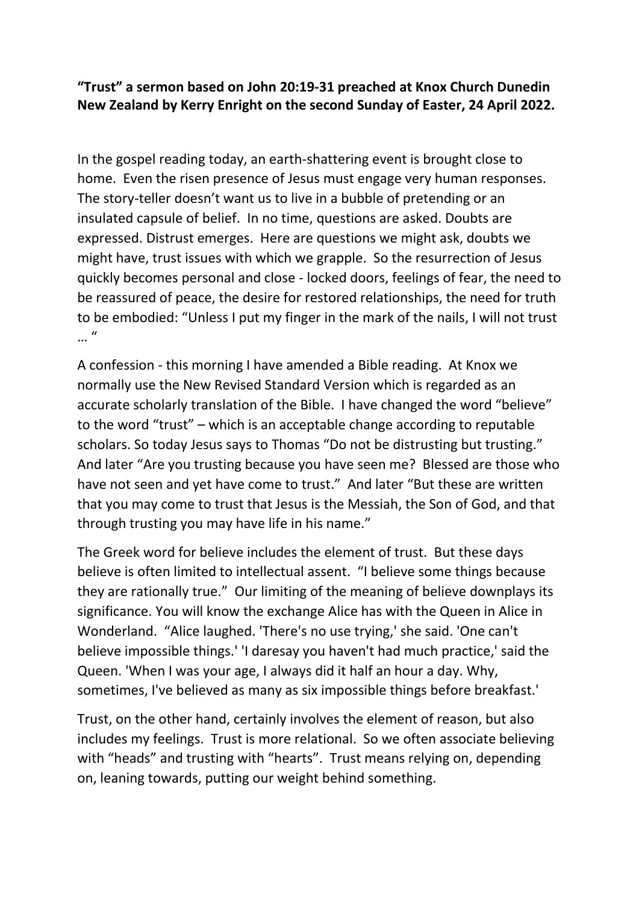**"Trust" a sermon based on John 20:19-31 preached at Knox Church Dunedin New Zealand by Kerry Enright on the second Sunday of Easter, 24 April 2022.**

In the gospel reading today, an earth-shattering event is brought close to home. Even the risen presence of Jesus must engage very human responses. The story-teller doesn't want us to live in a bubble of pretending or an insulated capsule of belief. In no time, questions are asked. Doubts are expressed. Distrust emerges. Here are questions we might ask, doubts we might have, trust issues with which we grapple. So the resurrection of Jesus quickly becomes personal and close - locked doors, feelings of fear, the need to be reassured of peace, the desire for restored relationships, the need for truth to be embodied: "Unless I put my finger in the mark of the nails, I will not trust … "

A confession - this morning I have amended a Bible reading. At Knox we normally use the New Revised Standard Version which is regarded as an accurate scholarly translation of the Bible. I have changed the word "believe" to the word "trust" – which is an acceptable change according to reputable scholars. So today Jesus says to Thomas "Do not be distrusting but trusting." And later "Are you trusting because you have seen me? Blessed are those who have not seen and yet have come to trust." And later "But these are written that you may come to trust that Jesus is the Messiah, the Son of God, and that through trusting you may have life in his name."

The Greek word for believe includes the element of trust. But these days believe is often limited to intellectual assent. "I believe some things because they are rationally true." Our limiting of the meaning of believe downplays its significance. You will know the exchange Alice has with the Queen in Alice in Wonderland. "Alice laughed. 'There's no use trying,' she said. 'One can't believe impossible things.' 'I daresay you haven't had much practice,' said the Queen. 'When I was your age, I always did it half an hour a day. Why, sometimes, I've believed as many as six impossible things before breakfast.'

Trust, on the other hand, certainly involves the element of reason, but also includes my feelings. Trust is more relational. So we often associate believing with "heads" and trusting with "hearts". Trust means relying on, depending on, leaning towards, putting our weight behind something.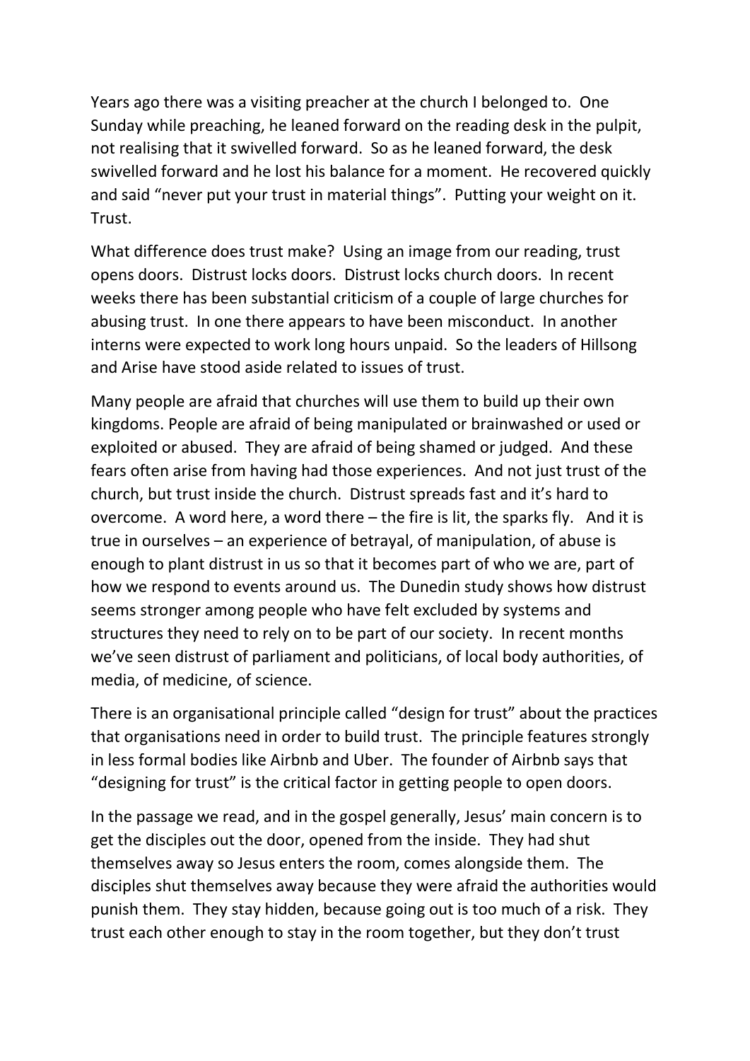Years ago there was a visiting preacher at the church I belonged to. One Sunday while preaching, he leaned forward on the reading desk in the pulpit, not realising that it swivelled forward. So as he leaned forward, the desk swivelled forward and he lost his balance for a moment. He recovered quickly and said "never put your trust in material things". Putting your weight on it. Trust.

What difference does trust make? Using an image from our reading, trust opens doors. Distrust locks doors. Distrust locks church doors. In recent weeks there has been substantial criticism of a couple of large churches for abusing trust. In one there appears to have been misconduct. In another interns were expected to work long hours unpaid. So the leaders of Hillsong and Arise have stood aside related to issues of trust.

Many people are afraid that churches will use them to build up their own kingdoms. People are afraid of being manipulated or brainwashed or used or exploited or abused. They are afraid of being shamed or judged. And these fears often arise from having had those experiences. And not just trust of the church, but trust inside the church. Distrust spreads fast and it's hard to overcome. A word here, a word there – the fire is lit, the sparks fly. And it is true in ourselves – an experience of betrayal, of manipulation, of abuse is enough to plant distrust in us so that it becomes part of who we are, part of how we respond to events around us. The Dunedin study shows how distrust seems stronger among people who have felt excluded by systems and structures they need to rely on to be part of our society. In recent months we've seen distrust of parliament and politicians, of local body authorities, of media, of medicine, of science.

There is an organisational principle called "design for trust" about the practices that organisations need in order to build trust. The principle features strongly in less formal bodies like Airbnb and Uber. The founder of Airbnb says that "designing for trust" is the critical factor in getting people to open doors.

In the passage we read, and in the gospel generally, Jesus' main concern is to get the disciples out the door, opened from the inside. They had shut themselves away so Jesus enters the room, comes alongside them. The disciples shut themselves away because they were afraid the authorities would punish them. They stay hidden, because going out is too much of a risk. They trust each other enough to stay in the room together, but they don't trust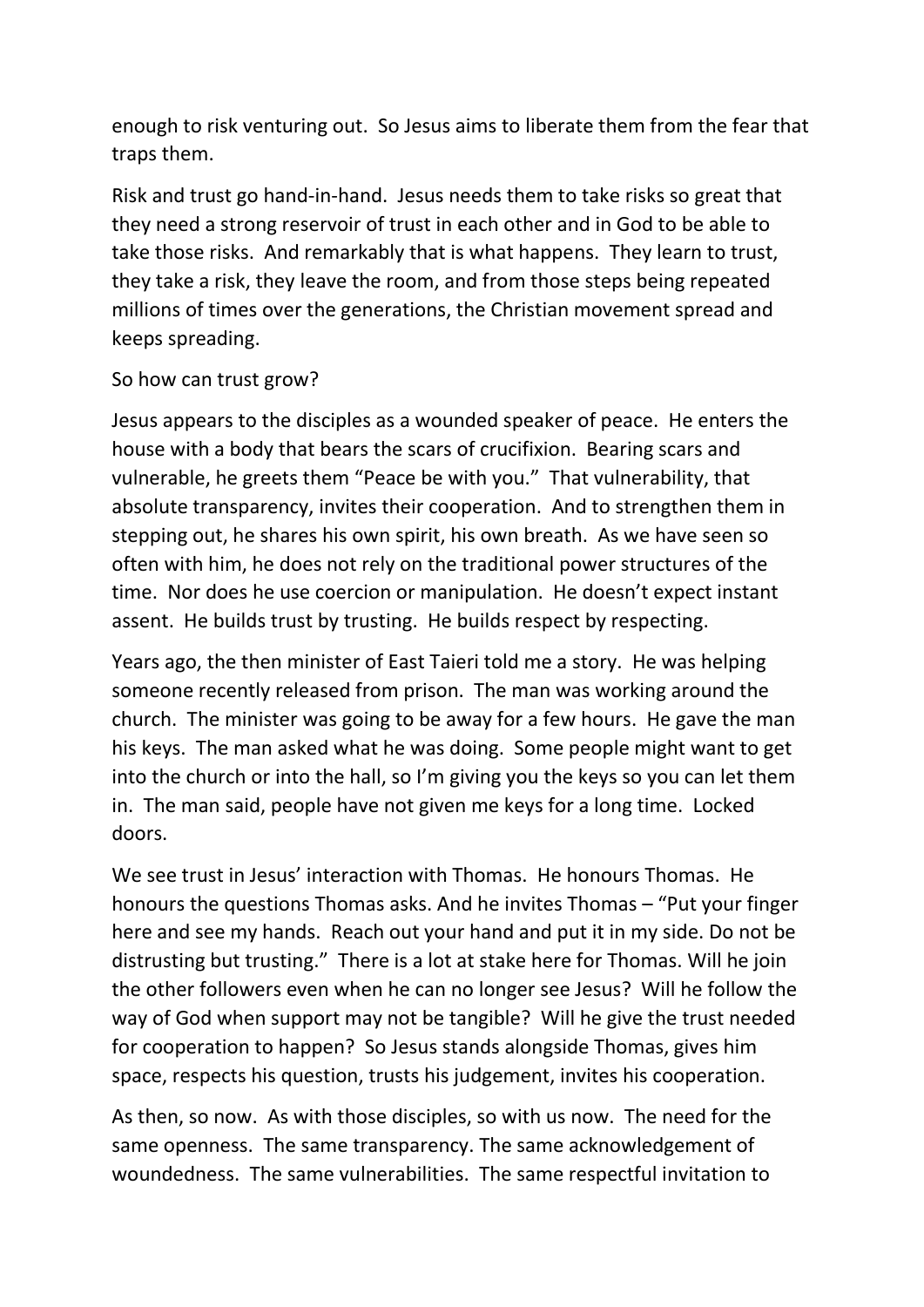enough to risk venturing out. So Jesus aims to liberate them from the fear that traps them.

Risk and trust go hand-in-hand. Jesus needs them to take risks so great that they need a strong reservoir of trust in each other and in God to be able to take those risks. And remarkably that is what happens. They learn to trust, they take a risk, they leave the room, and from those steps being repeated millions of times over the generations, the Christian movement spread and keeps spreading.

So how can trust grow?

Jesus appears to the disciples as a wounded speaker of peace. He enters the house with a body that bears the scars of crucifixion. Bearing scars and vulnerable, he greets them "Peace be with you." That vulnerability, that absolute transparency, invites their cooperation. And to strengthen them in stepping out, he shares his own spirit, his own breath. As we have seen so often with him, he does not rely on the traditional power structures of the time. Nor does he use coercion or manipulation. He doesn't expect instant assent. He builds trust by trusting. He builds respect by respecting.

Years ago, the then minister of East Taieri told me a story. He was helping someone recently released from prison. The man was working around the church. The minister was going to be away for a few hours. He gave the man his keys. The man asked what he was doing. Some people might want to get into the church or into the hall, so I'm giving you the keys so you can let them in. The man said, people have not given me keys for a long time. Locked doors.

We see trust in Jesus' interaction with Thomas. He honours Thomas. He honours the questions Thomas asks. And he invites Thomas – "Put your finger here and see my hands. Reach out your hand and put it in my side. Do not be distrusting but trusting." There is a lot at stake here for Thomas. Will he join the other followers even when he can no longer see Jesus? Will he follow the way of God when support may not be tangible? Will he give the trust needed for cooperation to happen? So Jesus stands alongside Thomas, gives him space, respects his question, trusts his judgement, invites his cooperation.

As then, so now. As with those disciples, so with us now. The need for the same openness. The same transparency. The same acknowledgement of woundedness. The same vulnerabilities. The same respectful invitation to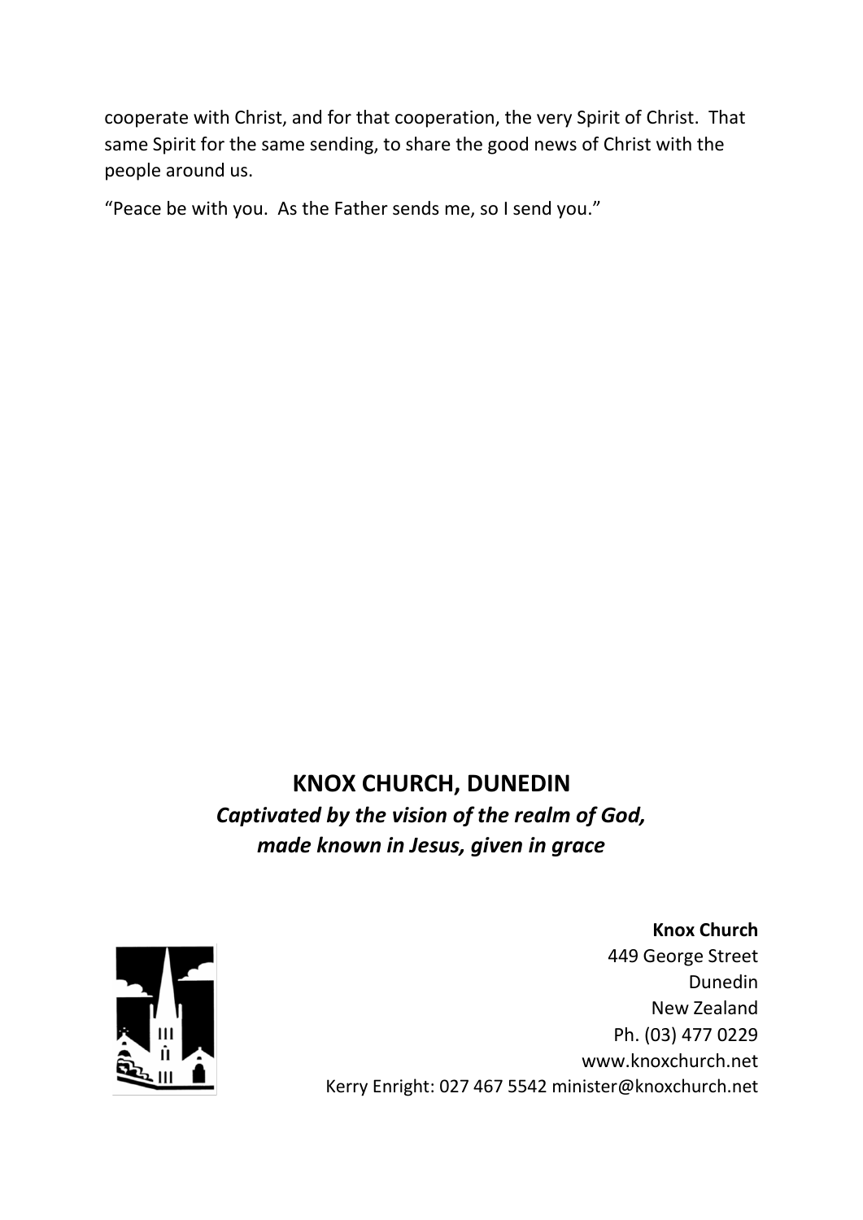cooperate with Christ, and for that cooperation, the very Spirit of Christ. That same Spirit for the same sending, to share the good news of Christ with the people around us.

"Peace be with you. As the Father sends me, so I send you."

## KNOX CHURCH, DUNEDIN

***Captivated by the vision of the realm of God, made known in Jesus, given in grace***

**Knox Church**
449 George Street
Dunedin
New Zealand
Ph. (03) 477 0229
www.knoxchurch.net
Kerry Enright: 027 467 5542 minister@knoxchurch.net